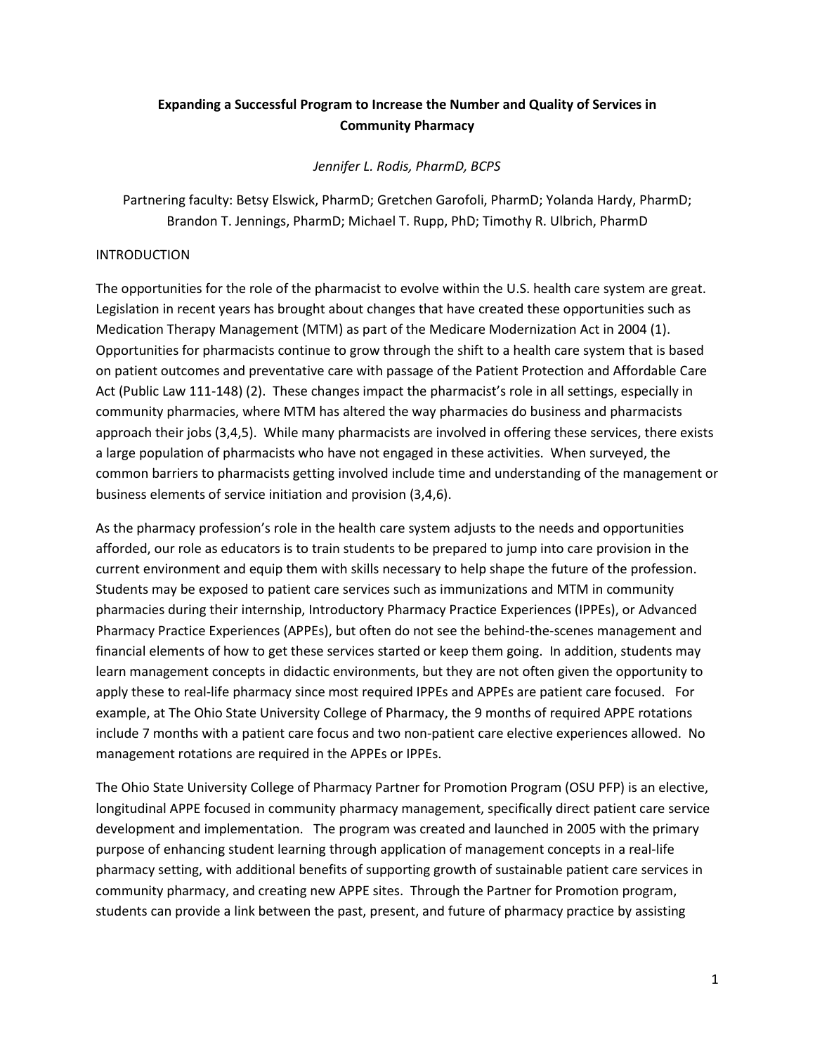# Expanding a Successful Program to Increase the Number and Quality of Services in Community Pharmacy

*Jennifer L. Rodis, PharmD, BCPS*

Partnering faculty: Betsy Elswick, PharmD; Gretchen Garofoli, PharmD; Yolanda Hardy, PharmD; Brandon T. Jennings, PharmD; Michael T. Rupp, PhD; Timothy R. Ulbrich, PharmD

## INTRODUCTION

The opportunities for the role of the pharmacist to evolve within the U.S. health care system are great. Legislation in recent years has brought about changes that have created these opportunities such as Medication Therapy Management (MTM) as part of the Medicare Modernization Act in 2004 (1). Opportunities for pharmacists continue to grow through the shift to a health care system that is based on patient outcomes and preventative care with passage of the Patient Protection and Affordable Care Act (Public Law 111-148) (2). These changes impact the pharmacist's role in all settings, especially in community pharmacies, where MTM has altered the way pharmacies do business and pharmacists approach their jobs (3,4,5). While many pharmacists are involved in offering these services, there exists a large population of pharmacists who have not engaged in these activities. When surveyed, the common barriers to pharmacists getting involved include time and understanding of the management or business elements of service initiation and provision (3,4,6).

As the pharmacy profession's role in the health care system adjusts to the needs and opportunities afforded, our role as educators is to train students to be prepared to jump into care provision in the current environment and equip them with skills necessary to help shape the future of the profession. Students may be exposed to patient care services such as immunizations and MTM in community pharmacies during their internship, Introductory Pharmacy Practice Experiences (IPPEs), or Advanced Pharmacy Practice Experiences (APPEs), but often do not see the behind-the-scenes management and financial elements of how to get these services started or keep them going. In addition, students may learn management concepts in didactic environments, but they are not often given the opportunity to apply these to real-life pharmacy since most required IPPEs and APPEs are patient care focused. For example, at The Ohio State University College of Pharmacy, the 9 months of required APPE rotations include 7 months with a patient care focus and two non-patient care elective experiences allowed. No management rotations are required in the APPEs or IPPEs.

The Ohio State University College of Pharmacy Partner for Promotion Program (OSU PFP) is an elective, longitudinal APPE focused in community pharmacy management, specifically direct patient care service development and implementation. The program was created and launched in 2005 with the primary purpose of enhancing student learning through application of management concepts in a real-life pharmacy setting, with additional benefits of supporting growth of sustainable patient care services in community pharmacy, and creating new APPE sites. Through the Partner for Promotion program, students can provide a link between the past, present, and future of pharmacy practice by assisting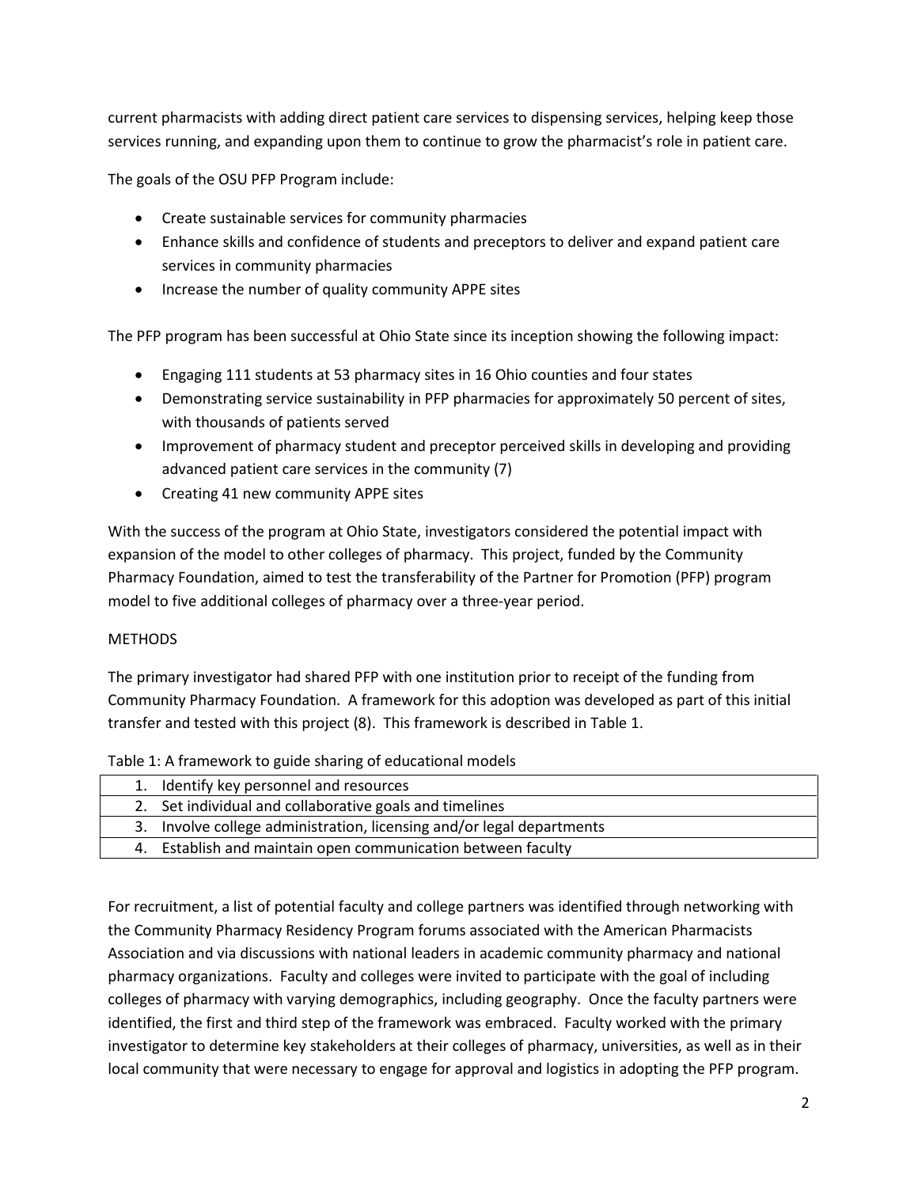current pharmacists with adding direct patient care services to dispensing services, helping keep those services running, and expanding upon them to continue to grow the pharmacist's role in patient care.

The goals of the OSU PFP Program include:

- Create sustainable services for community pharmacies
- Enhance skills and confidence of students and preceptors to deliver and expand patient care services in community pharmacies
- Increase the number of quality community APPE sites

The PFP program has been successful at Ohio State since its inception showing the following impact:

- Engaging 111 students at 53 pharmacy sites in 16 Ohio counties and four states
- Demonstrating service sustainability in PFP pharmacies for approximately 50 percent of sites, with thousands of patients served
- Improvement of pharmacy student and preceptor perceived skills in developing and providing advanced patient care services in the community (7)
- Creating 41 new community APPE sites

With the success of the program at Ohio State, investigators considered the potential impact with expansion of the model to other colleges of pharmacy. This project, funded by the Community Pharmacy Foundation, aimed to test the transferability of the Partner for Promotion (PFP) program model to five additional colleges of pharmacy over a three-year period.

METHODS

The primary investigator had shared PFP with one institution prior to receipt of the funding from Community Pharmacy Foundation. A framework for this adoption was developed as part of this initial transfer and tested with this project (8). This framework is described in Table 1.

Table 1: A framework to guide sharing of educational models

| |
|---|
| 1. Identify key personnel and resources |
| 2. Set individual and collaborative goals and timelines |
| 3. Involve college administration, licensing and/or legal departments |
| 4. Establish and maintain open communication between faculty |

For recruitment, a list of potential faculty and college partners was identified through networking with the Community Pharmacy Residency Program forums associated with the American Pharmacists Association and via discussions with national leaders in academic community pharmacy and national pharmacy organizations. Faculty and colleges were invited to participate with the goal of including colleges of pharmacy with varying demographics, including geography. Once the faculty partners were identified, the first and third step of the framework was embraced. Faculty worked with the primary investigator to determine key stakeholders at their colleges of pharmacy, universities, as well as in their local community that were necessary to engage for approval and logistics in adopting the PFP program.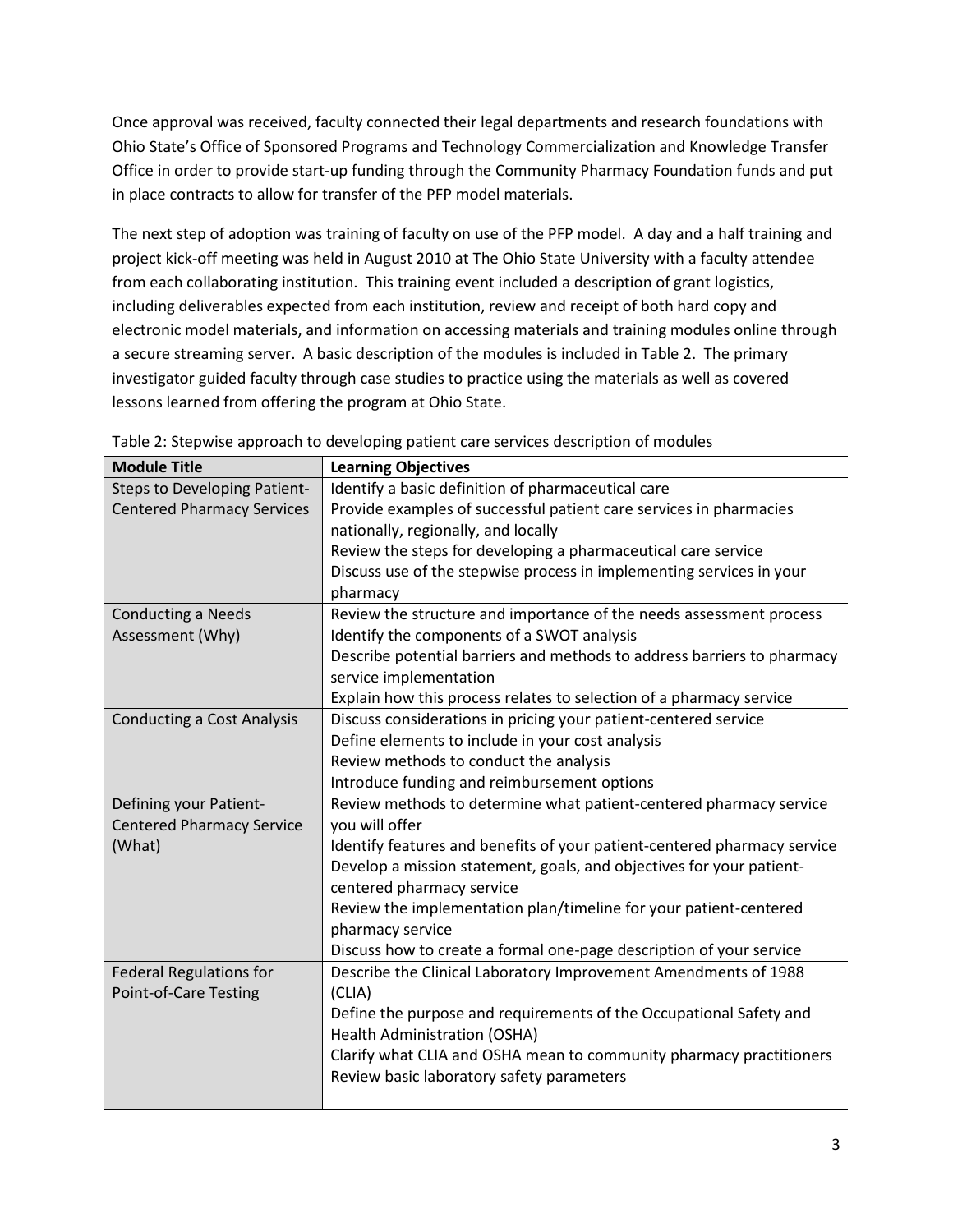Once approval was received, faculty connected their legal departments and research foundations with Ohio State's Office of Sponsored Programs and Technology Commercialization and Knowledge Transfer Office in order to provide start-up funding through the Community Pharmacy Foundation funds and put in place contracts to allow for transfer of the PFP model materials.

The next step of adoption was training of faculty on use of the PFP model. A day and a half training and project kick-off meeting was held in August 2010 at The Ohio State University with a faculty attendee from each collaborating institution. This training event included a description of grant logistics, including deliverables expected from each institution, review and receipt of both hard copy and electronic model materials, and information on accessing materials and training modules online through a secure streaming server. A basic description of the modules is included in Table 2. The primary investigator guided faculty through case studies to practice using the materials as well as covered lessons learned from offering the program at Ohio State.

Table 2: Stepwise approach to developing patient care services description of modules

| Module Title | Learning Objectives |
|---|---|
| Steps to Developing Patient-Centered Pharmacy Services | Identify a basic definition of pharmaceutical care<br>Provide examples of successful patient care services in pharmacies nationally, regionally, and locally<br>Review the steps for developing a pharmaceutical care service<br>Discuss use of the stepwise process in implementing services in your pharmacy |
| Conducting a Needs Assessment (Why) | Review the structure and importance of the needs assessment process<br>Identify the components of a SWOT analysis<br>Describe potential barriers and methods to address barriers to pharmacy service implementation<br>Explain how this process relates to selection of a pharmacy service |
| Conducting a Cost Analysis | Discuss considerations in pricing your patient-centered service<br>Define elements to include in your cost analysis<br>Review methods to conduct the analysis<br>Introduce funding and reimbursement options |
| Defining your Patient-Centered Pharmacy Service (What) | Review methods to determine what patient-centered pharmacy service you will offer<br>Identify features and benefits of your patient-centered pharmacy service<br>Develop a mission statement, goals, and objectives for your patient-centered pharmacy service<br>Review the implementation plan/timeline for your patient-centered pharmacy service<br>Discuss how to create a formal one-page description of your service |
| Federal Regulations for Point-of-Care Testing | Describe the Clinical Laboratory Improvement Amendments of 1988 (CLIA)<br>Define the purpose and requirements of the Occupational Safety and Health Administration (OSHA)<br>Clarify what CLIA and OSHA mean to community pharmacy practitioners<br>Review basic laboratory safety parameters |
| | |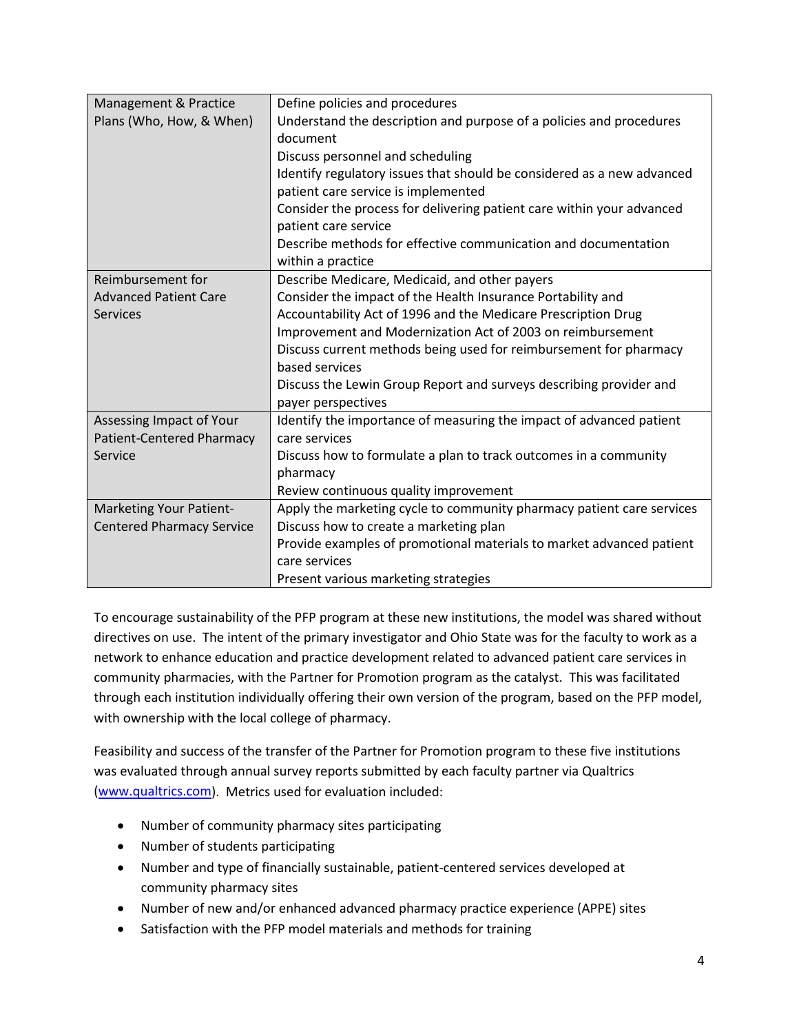| | |
|---|---|
| Management & Practice Plans (Who, How, & When) | Define policies and procedures<br>Understand the description and purpose of a policies and procedures document<br>Discuss personnel and scheduling<br>Identify regulatory issues that should be considered as a new advanced patient care service is implemented<br>Consider the process for delivering patient care within your advanced patient care service<br>Describe methods for effective communication and documentation within a practice |
| Reimbursement for Advanced Patient Care Services | Describe Medicare, Medicaid, and other payers<br>Consider the impact of the Health Insurance Portability and Accountability Act of 1996 and the Medicare Prescription Drug Improvement and Modernization Act of 2003 on reimbursement<br>Discuss current methods being used for reimbursement for pharmacy based services<br>Discuss the Lewin Group Report and surveys describing provider and payer perspectives |
| Assessing Impact of Your Patient-Centered Pharmacy Service | Identify the importance of measuring the impact of advanced patient care services<br>Discuss how to formulate a plan to track outcomes in a community pharmacy<br>Review continuous quality improvement |
| Marketing Your Patient-Centered Pharmacy Service | Apply the marketing cycle to community pharmacy patient care services<br>Discuss how to create a marketing plan<br>Provide examples of promotional materials to market advanced patient care services<br>Present various marketing strategies |

To encourage sustainability of the PFP program at these new institutions, the model was shared without directives on use. The intent of the primary investigator and Ohio State was for the faculty to work as a network to enhance education and practice development related to advanced patient care services in community pharmacies, with the Partner for Promotion program as the catalyst. This was facilitated through each institution individually offering their own version of the program, based on the PFP model, with ownership with the local college of pharmacy.

Feasibility and success of the transfer of the Partner for Promotion program to these five institutions was evaluated through annual survey reports submitted by each faculty partner via Qualtrics (www.qualtrics.com). Metrics used for evaluation included:

- Number of community pharmacy sites participating
- Number of students participating
- Number and type of financially sustainable, patient-centered services developed at community pharmacy sites
- Number of new and/or enhanced advanced pharmacy practice experience (APPE) sites
- Satisfaction with the PFP model materials and methods for training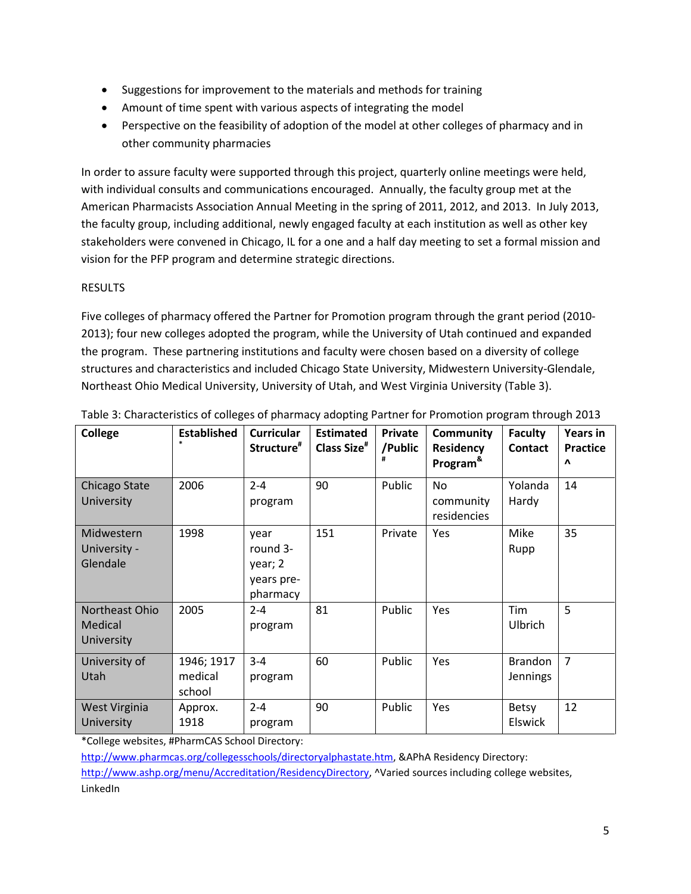- Suggestions for improvement to the materials and methods for training
- Amount of time spent with various aspects of integrating the model
- Perspective on the feasibility of adoption of the model at other colleges of pharmacy and in other community pharmacies

In order to assure faculty were supported through this project, quarterly online meetings were held, with individual consults and communications encouraged. Annually, the faculty group met at the American Pharmacists Association Annual Meeting in the spring of 2011, 2012, and 2013. In July 2013, the faculty group, including additional, newly engaged faculty at each institution as well as other key stakeholders were convened in Chicago, IL for a one and a half day meeting to set a formal mission and vision for the PFP program and determine strategic directions.

RESULTS

Five colleges of pharmacy offered the Partner for Promotion program through the grant period (2010-2013); four new colleges adopted the program, while the University of Utah continued and expanded the program. These partnering institutions and faculty were chosen based on a diversity of college structures and characteristics and included Chicago State University, Midwestern University-Glendale, Northeast Ohio Medical University, University of Utah, and West Virginia University (Table 3).

Table 3: Characteristics of colleges of pharmacy adopting Partner for Promotion program through 2013

| College | Established* | Curricular Structure# | Estimated Class Size# | Private /Public# | Community Residency Program& | Faculty Contact | Years in Practice ^ |
|---|---|---|---|---|---|---|---|
| Chicago State University | 2006 | 2-4 program | 90 | Public | No community residencies | Yolanda Hardy | 14 |
| Midwestern University - Glendale | 1998 | year round 3-year; 2 years pre-pharmacy | 151 | Private | Yes | Mike Rupp | 35 |
| Northeast Ohio Medical University | 2005 | 2-4 program | 81 | Public | Yes | Tim Ulbrich | 5 |
| University of Utah | 1946; 1917 medical school | 3-4 program | 60 | Public | Yes | Brandon Jennings | 7 |
| West Virginia University | Approx. 1918 | 2-4 program | 90 | Public | Yes | Betsy Elswick | 12 |

*College websites, #PharmCAS School Directory: http://www.pharmcas.org/collegesschools/directoryalphastate.htm, &APhA Residency Directory: http://www.ashp.org/menu/Accreditation/ResidencyDirectory, ^Varied sources including college websites, LinkedIn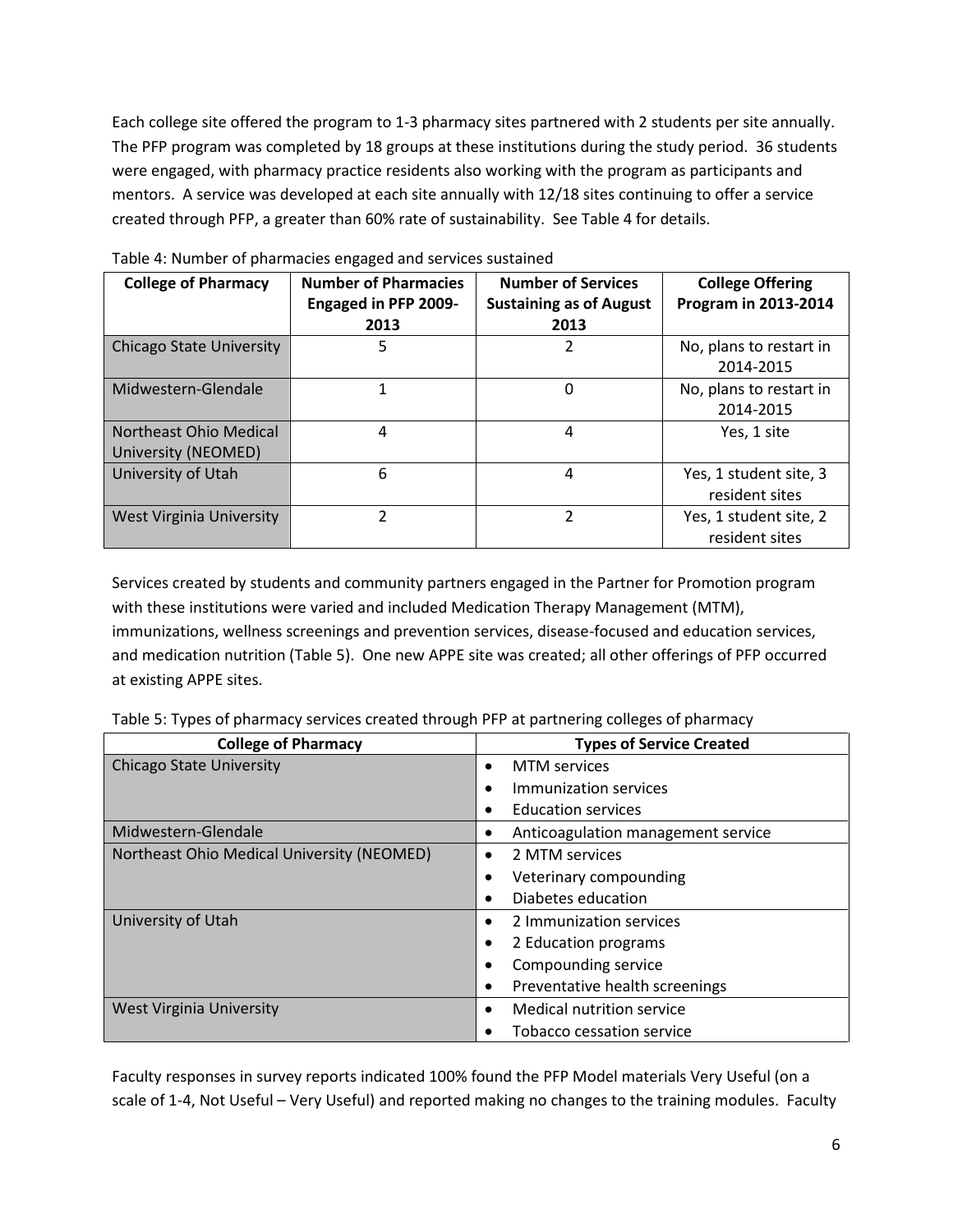Each college site offered the program to 1-3 pharmacy sites partnered with 2 students per site annually. The PFP program was completed by 18 groups at these institutions during the study period. 36 students were engaged, with pharmacy practice residents also working with the program as participants and mentors. A service was developed at each site annually with 12/18 sites continuing to offer a service created through PFP, a greater than 60% rate of sustainability. See Table 4 for details.

Table 4: Number of pharmacies engaged and services sustained

| College of Pharmacy | Number of Pharmacies Engaged in PFP 2009-2013 | Number of Services Sustaining as of August 2013 | College Offering Program in 2013-2014 |
|---|---|---|---|
| Chicago State University | 5 | 2 | No, plans to restart in 2014-2015 |
| Midwestern-Glendale | 1 | 0 | No, plans to restart in 2014-2015 |
| Northeast Ohio Medical University (NEOMED) | 4 | 4 | Yes, 1 site |
| University of Utah | 6 | 4 | Yes, 1 student site, 3 resident sites |
| West Virginia University | 2 | 2 | Yes, 1 student site, 2 resident sites |

Services created by students and community partners engaged in the Partner for Promotion program with these institutions were varied and included Medication Therapy Management (MTM), immunizations, wellness screenings and prevention services, disease-focused and education services, and medication nutrition (Table 5). One new APPE site was created; all other offerings of PFP occurred at existing APPE sites.

Table 5: Types of pharmacy services created through PFP at partnering colleges of pharmacy

| College of Pharmacy | Types of Service Created |
|---|---|
| Chicago State University | • MTM services<br>• Immunization services<br>• Education services |
| Midwestern-Glendale | • Anticoagulation management service |
| Northeast Ohio Medical University (NEOMED) | • 2 MTM services<br>• Veterinary compounding<br>• Diabetes education |
| University of Utah | • 2 Immunization services<br>• 2 Education programs<br>• Compounding service<br>• Preventative health screenings |
| West Virginia University | • Medical nutrition service<br>• Tobacco cessation service |

Faculty responses in survey reports indicated 100% found the PFP Model materials Very Useful (on a scale of 1-4, Not Useful – Very Useful) and reported making no changes to the training modules. Faculty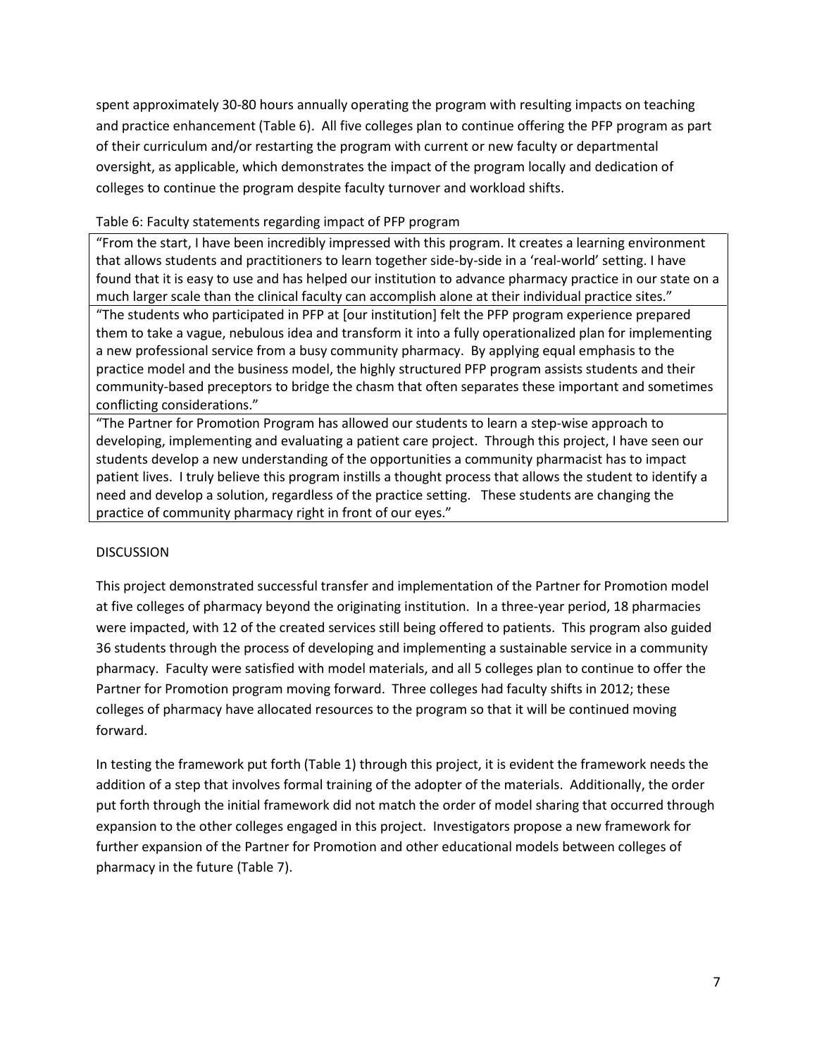spent approximately 30-80 hours annually operating the program with resulting impacts on teaching and practice enhancement (Table 6). All five colleges plan to continue offering the PFP program as part of their curriculum and/or restarting the program with current or new faculty or departmental oversight, as applicable, which demonstrates the impact of the program locally and dedication of colleges to continue the program despite faculty turnover and workload shifts.

Table 6: Faculty statements regarding impact of PFP program

| |
|---|
| "From the start, I have been incredibly impressed with this program. It creates a learning environment that allows students and practitioners to learn together side-by-side in a 'real-world' setting. I have found that it is easy to use and has helped our institution to advance pharmacy practice in our state on a much larger scale than the clinical faculty can accomplish alone at their individual practice sites." |
| "The students who participated in PFP at [our institution] felt the PFP program experience prepared them to take a vague, nebulous idea and transform it into a fully operationalized plan for implementing a new professional service from a busy community pharmacy. By applying equal emphasis to the practice model and the business model, the highly structured PFP program assists students and their community-based preceptors to bridge the chasm that often separates these important and sometimes conflicting considerations." |
| "The Partner for Promotion Program has allowed our students to learn a step-wise approach to developing, implementing and evaluating a patient care project. Through this project, I have seen our students develop a new understanding of the opportunities a community pharmacist has to impact patient lives. I truly believe this program instills a thought process that allows the student to identify a need and develop a solution, regardless of the practice setting. These students are changing the practice of community pharmacy right in front of our eyes." |

## DISCUSSION

This project demonstrated successful transfer and implementation of the Partner for Promotion model at five colleges of pharmacy beyond the originating institution. In a three-year period, 18 pharmacies were impacted, with 12 of the created services still being offered to patients. This program also guided 36 students through the process of developing and implementing a sustainable service in a community pharmacy. Faculty were satisfied with model materials, and all 5 colleges plan to continue to offer the Partner for Promotion program moving forward. Three colleges had faculty shifts in 2012; these colleges of pharmacy have allocated resources to the program so that it will be continued moving forward.

In testing the framework put forth (Table 1) through this project, it is evident the framework needs the addition of a step that involves formal training of the adopter of the materials. Additionally, the order put forth through the initial framework did not match the order of model sharing that occurred through expansion to the other colleges engaged in this project. Investigators propose a new framework for further expansion of the Partner for Promotion and other educational models between colleges of pharmacy in the future (Table 7).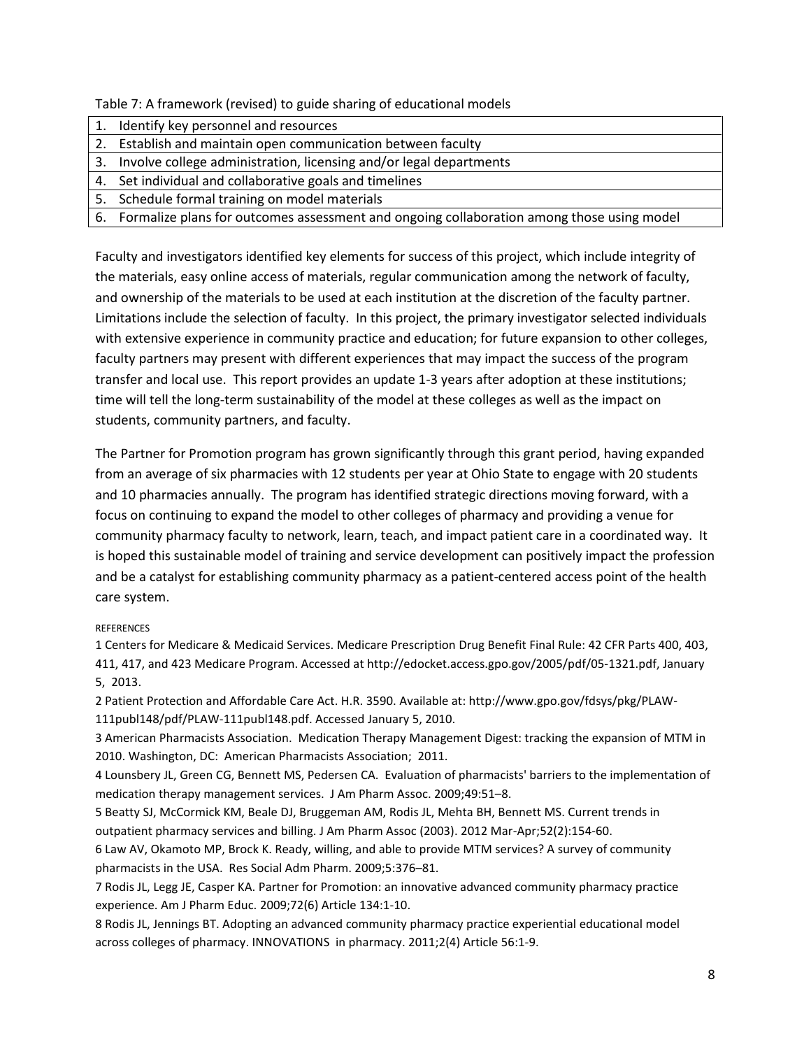Table 7: A framework (revised) to guide sharing of educational models

| |
|---|
| 1. Identify key personnel and resources |
| 2. Establish and maintain open communication between faculty |
| 3. Involve college administration, licensing and/or legal departments |
| 4. Set individual and collaborative goals and timelines |
| 5. Schedule formal training on model materials |
| 6. Formalize plans for outcomes assessment and ongoing collaboration among those using model |

Faculty and investigators identified key elements for success of this project, which include integrity of the materials, easy online access of materials, regular communication among the network of faculty, and ownership of the materials to be used at each institution at the discretion of the faculty partner. Limitations include the selection of faculty. In this project, the primary investigator selected individuals with extensive experience in community practice and education; for future expansion to other colleges, faculty partners may present with different experiences that may impact the success of the program transfer and local use. This report provides an update 1-3 years after adoption at these institutions; time will tell the long-term sustainability of the model at these colleges as well as the impact on students, community partners, and faculty.

The Partner for Promotion program has grown significantly through this grant period, having expanded from an average of six pharmacies with 12 students per year at Ohio State to engage with 20 students and 10 pharmacies annually. The program has identified strategic directions moving forward, with a focus on continuing to expand the model to other colleges of pharmacy and providing a venue for community pharmacy faculty to network, learn, teach, and impact patient care in a coordinated way. It is hoped this sustainable model of training and service development can positively impact the profession and be a catalyst for establishing community pharmacy as a patient-centered access point of the health care system.

REFERENCES

1 Centers for Medicare & Medicaid Services. Medicare Prescription Drug Benefit Final Rule: 42 CFR Parts 400, 403, 411, 417, and 423 Medicare Program. Accessed at http://edocket.access.gpo.gov/2005/pdf/05-1321.pdf, January 5, 2013.

2 Patient Protection and Affordable Care Act. H.R. 3590. Available at: http://www.gpo.gov/fdsys/pkg/PLAW-111publ148/pdf/PLAW-111publ148.pdf. Accessed January 5, 2010.

3 American Pharmacists Association. Medication Therapy Management Digest: tracking the expansion of MTM in 2010. Washington, DC: American Pharmacists Association; 2011.

4 Lounsbery JL, Green CG, Bennett MS, Pedersen CA. Evaluation of pharmacists' barriers to the implementation of medication therapy management services. J Am Pharm Assoc. 2009;49:51–8.

5 Beatty SJ, McCormick KM, Beale DJ, Bruggeman AM, Rodis JL, Mehta BH, Bennett MS. Current trends in outpatient pharmacy services and billing. J Am Pharm Assoc (2003). 2012 Mar-Apr;52(2):154-60.

6 Law AV, Okamoto MP, Brock K. Ready, willing, and able to provide MTM services? A survey of community pharmacists in the USA. Res Social Adm Pharm. 2009;5:376–81.

7 Rodis JL, Legg JE, Casper KA. Partner for Promotion: an innovative advanced community pharmacy practice experience. Am J Pharm Educ. 2009;72(6) Article 134:1-10.

8 Rodis JL, Jennings BT. Adopting an advanced community pharmacy practice experiential educational model across colleges of pharmacy. INNOVATIONS in pharmacy. 2011;2(4) Article 56:1-9.